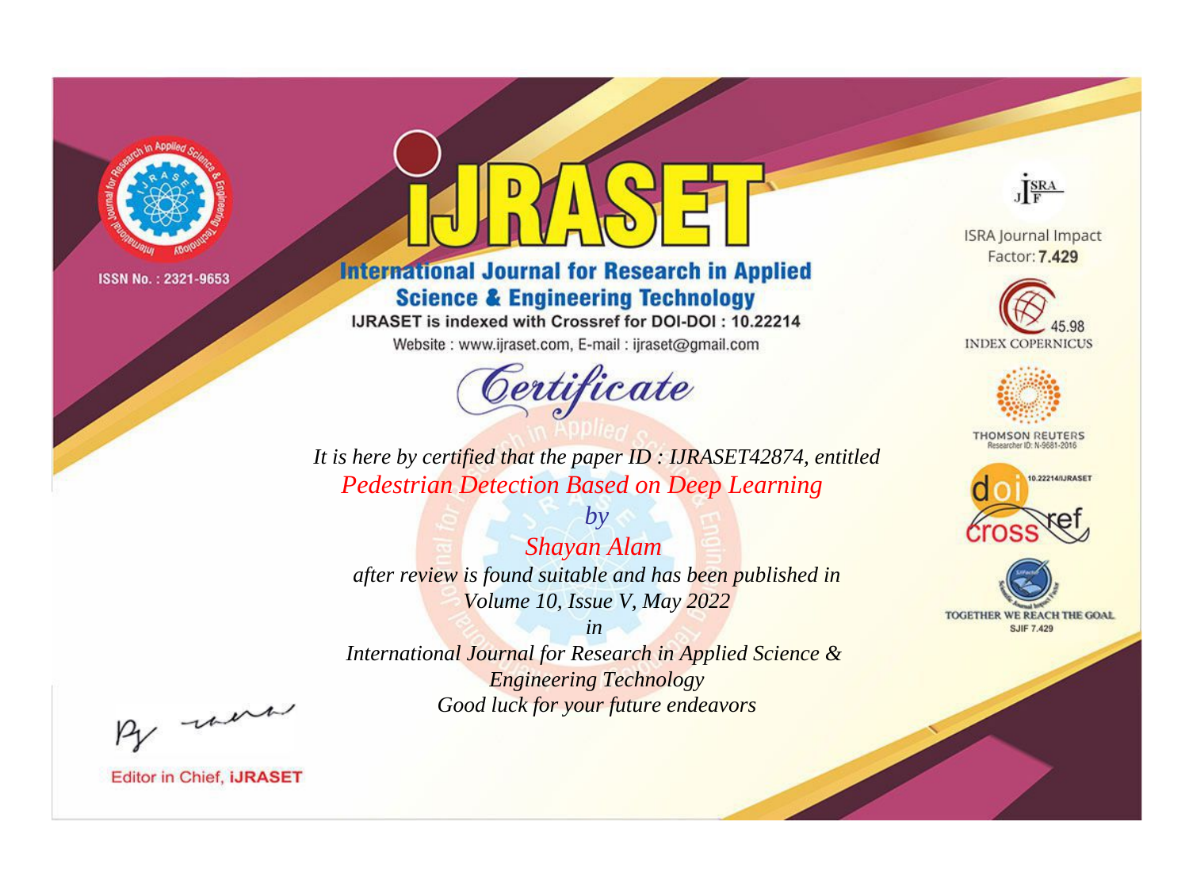ISSN No. : 2321-9653

# IJRASET

## International Journal for Research in Applied Science & Engineering Technology

IJRASET is indexed with Crossref for DOI-DOI : 10.22214

Website : www.ijraset.com, E-mail : ijraset@gmail.com

## *Certificate*

*It is here by certified that the paper ID : IJRASET42874, entitled*

*Pedestrian Detection Based on Deep Learning*

*by*

*Shayan Alam*

*after review is found suitable and has been published in*

*Volume 10, Issue V, May 2022*

*in*

*International Journal for Research in Applied Science & Engineering Technology*

*Good luck for your future endeavors*

ISRA Journal Impact Factor: **7.429**

45.98 INDEX COPERNICUS

THOMSON REUTERS Researcher ID: N-9681-2016

10.22214/IJRASET

TOGETHER WE REACH THE GOAL SJIF 7.429

Editor in Chief, **IJRASET**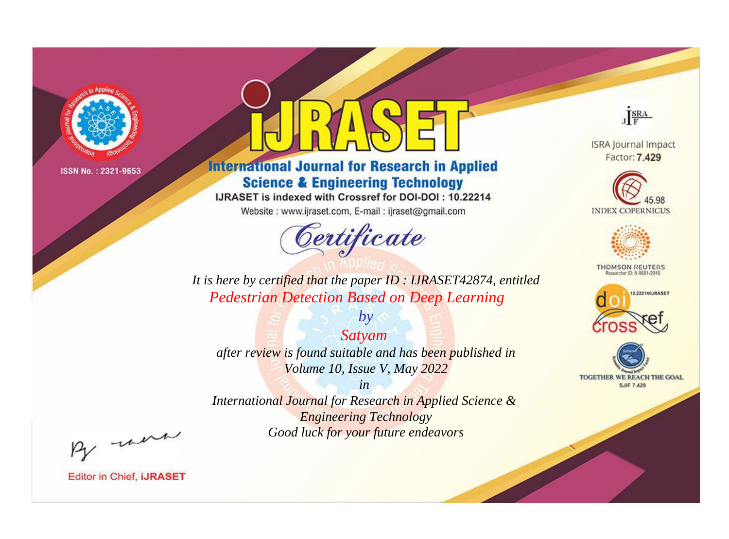ISSN No. : 2321-9653

# iJRASET

## International Journal for Research in Applied Science & Engineering Technology

IJRASET is indexed with Crossref for DOI-DOI : 10.22214

Website : www.ijraset.com, E-mail : ijraset@gmail.com

# Certificate

*It is here by certified that the paper ID : IJRASET42874, entitled*

*Pedestrian Detection Based on Deep Learning*

*by*

*Satyam*

*after review is found suitable and has been published in*

*Volume 10, Issue V, May 2022*

*in*

*International Journal for Research in Applied Science & Engineering Technology*

*Good luck for your future endeavors*

ISRA Journal Impact Factor: **7.429**

45.98 INDEX COPERNICUS

THOMSON REUTERS Researcher ID: N-9681-2016

10.22214/IJRASET

TOGETHER WE REACH THE GOAL SJIF 7.429

Editor in Chief, **iJRASET**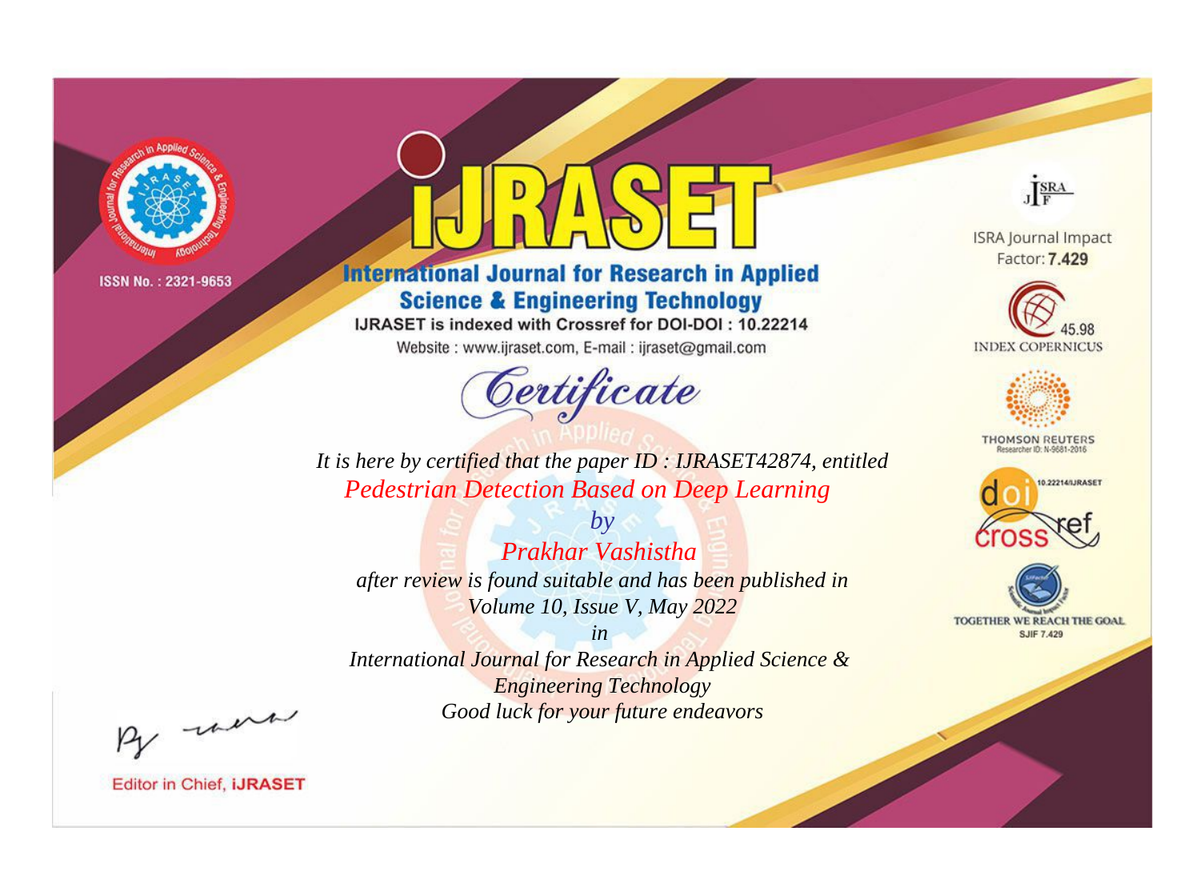ISSN No. : 2321-9653

# iJRASET

## International Journal for Research in Applied Science & Engineering Technology

IJRASET is indexed with Crossref for DOI-DOI : 10.22214

Website : www.ijraset.com, E-mail : ijraset@gmail.com

# Certificate

*It is here by certified that the paper ID : IJRASET42874, entitled*

*Pedestrian Detection Based on Deep Learning*

*by*

*Prakhar Vashistha*

*after review is found suitable and has been published in*

*Volume 10, Issue V, May 2022*

*in*

*International Journal for Research in Applied Science & Engineering Technology*

*Good luck for your future endeavors*

ISRA Journal Impact Factor: **7.429**

45.98 INDEX COPERNICUS

THOMSON REUTERS Researcher ID: N-9681-2016

10.22214/IJRASET

TOGETHER WE REACH THE GOAL SJIF 7.429

Editor in Chief, **iJRASET**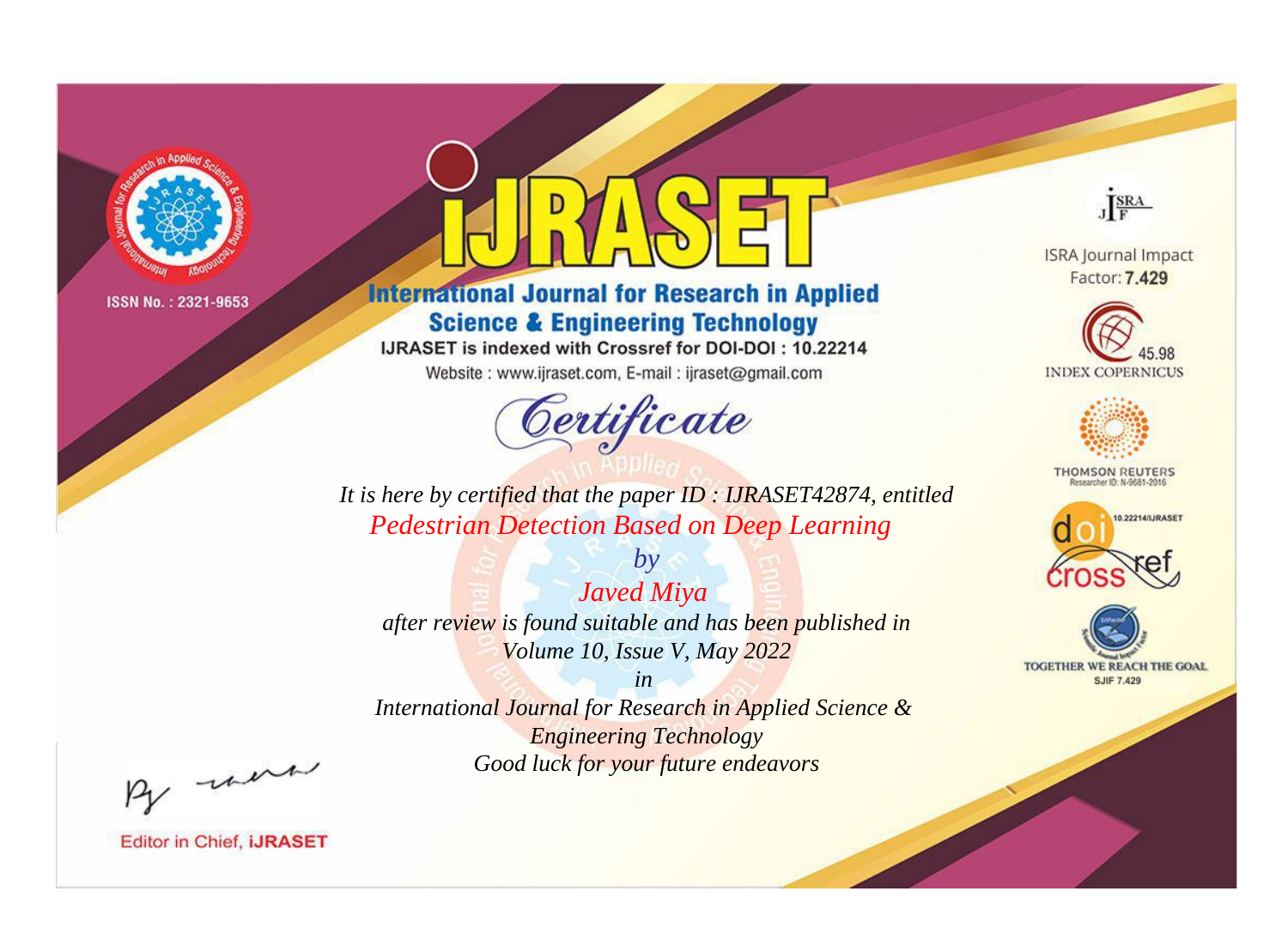ISSN No. : 2321-9653

# iJRASET

## International Journal for Research in Applied Science & Engineering Technology

IJRASET is indexed with Crossref for DOI-DOI : 10.22214

Website : www.ijraset.com, E-mail : ijraset@gmail.com

*Certificate*

*It is here by certified that the paper ID : IJRASET42874, entitled*

*Pedestrian Detection Based on Deep Learning*

*by*

*Javed Miya*

*after review is found suitable and has been published in*

*Volume 10, Issue V, May 2022*

*in*

*International Journal for Research in Applied Science & Engineering Technology*

*Good luck for your future endeavors*

ISRA Journal Impact Factor: **7.429**

45.98 INDEX COPERNICUS

THOMSON REUTERS Researcher ID: N-9681-2016

10.22214/IJRASET

TOGETHER WE REACH THE GOAL SJIF 7.429

Editor in Chief, **iJRASET**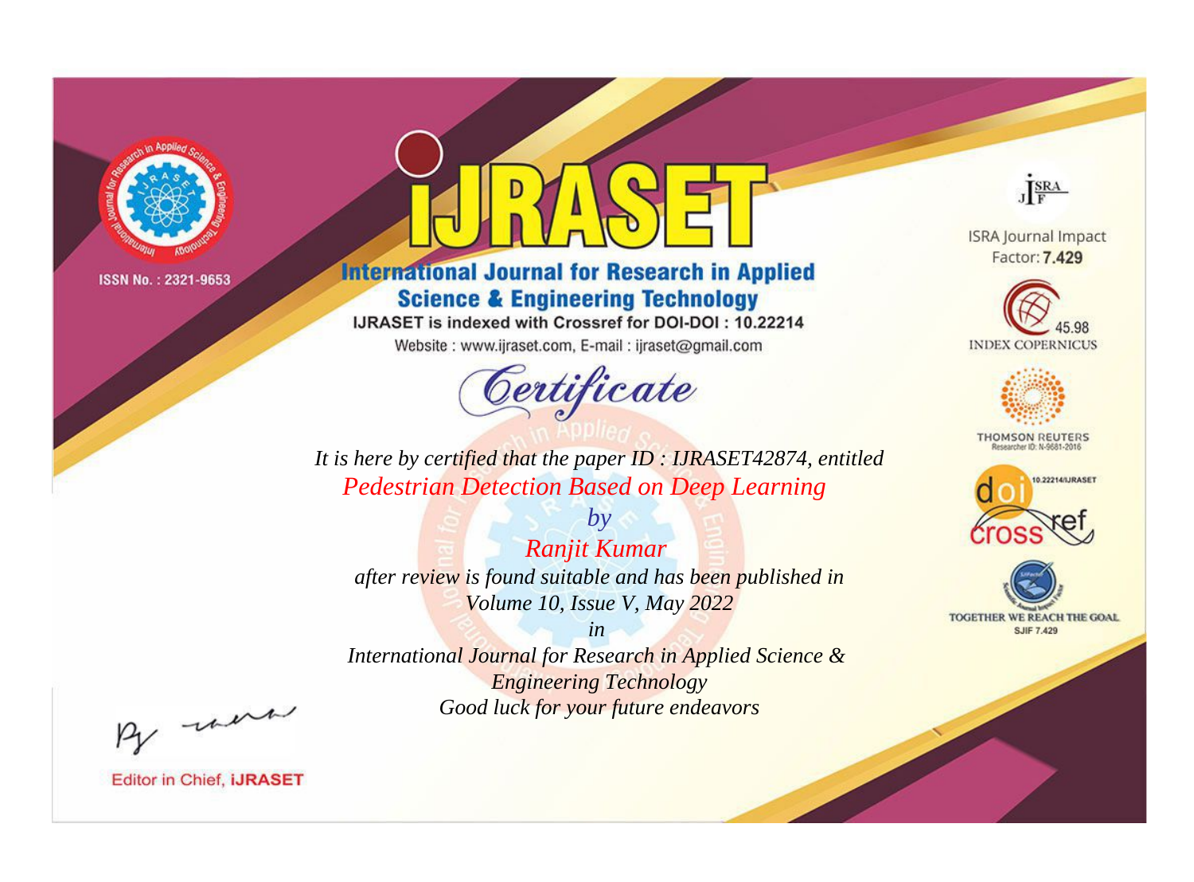ISSN No. : 2321-9653

# iJRASET

## International Journal for Research in Applied Science & Engineering Technology

IJRASET is indexed with Crossref for DOI-DOI : 10.22214

Website : www.ijraset.com, E-mail : ijraset@gmail.com

ISRA Journal Impact Factor: **7.429**

45.98 INDEX COPERNICUS

THOMSON REUTERS Researcher ID: N-9681-2016

10.22214/IJRASET

TOGETHER WE REACH THE GOAL SJIF 7.429

# *Certificate*

*It is here by certified that the paper ID : IJRASET42874, entitled*

*Pedestrian Detection Based on Deep Learning*

*by*

*Ranjit Kumar*

*after review is found suitable and has been published in*

*Volume 10, Issue V, May 2022*

*in*

*International Journal for Research in Applied Science & Engineering Technology*

*Good luck for your future endeavors*

Editor in Chief, **iJRASET**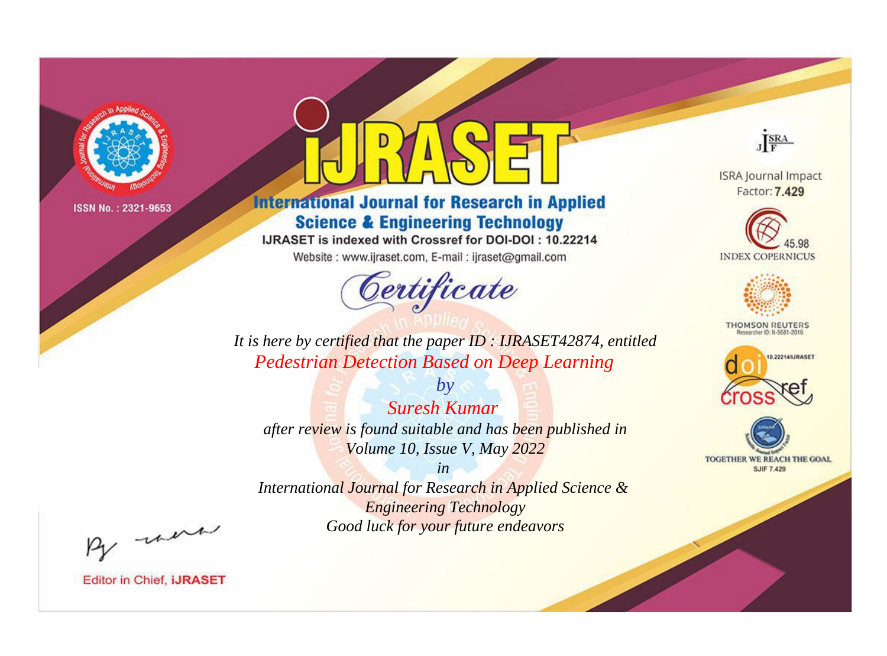ISSN No. : 2321-9653

# International Journal for Research in Applied Science & Engineering Technology

IJRASET is indexed with Crossref for DOI-DOI : 10.22214

Website : www.ijraset.com, E-mail : ijraset@gmail.com

## Certificate

*It is here by certified that the paper ID : IJRASET42874, entitled*

*Pedestrian Detection Based on Deep Learning*

*by*

*Suresh Kumar*

*after review is found suitable and has been published in*

*Volume 10, Issue V, May 2022*

*in*

*International Journal for Research in Applied Science & Engineering Technology*

*Good luck for your future endeavors*

ISRA Journal Impact Factor: **7.429**

45.98 INDEX COPERNICUS

THOMSON REUTERS Researcher ID: N-9681-2016

10.22214/IJRASET

TOGETHER WE REACH THE GOAL SJIF 7.429

Editor in Chief, **iJRASET**